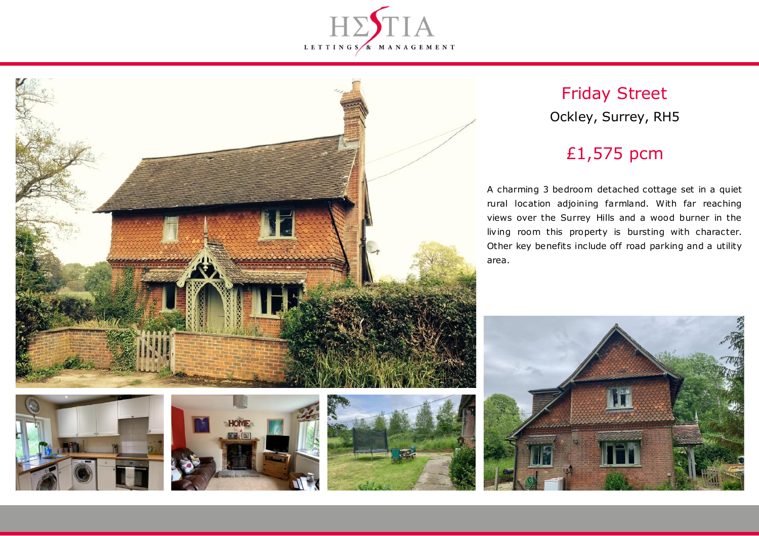HΣSTIA

LETTINGS & MANAGEMENT

# Friday Street

Ockley, Surrey, RH5

## £1,575 pcm

A charming 3 bedroom detached cottage set in a quiet rural location adjoining farmland. With far reaching views over the Surrey Hills and a wood burner in the living room this property is bursting with character. Other key benefits include off road parking and a utility area.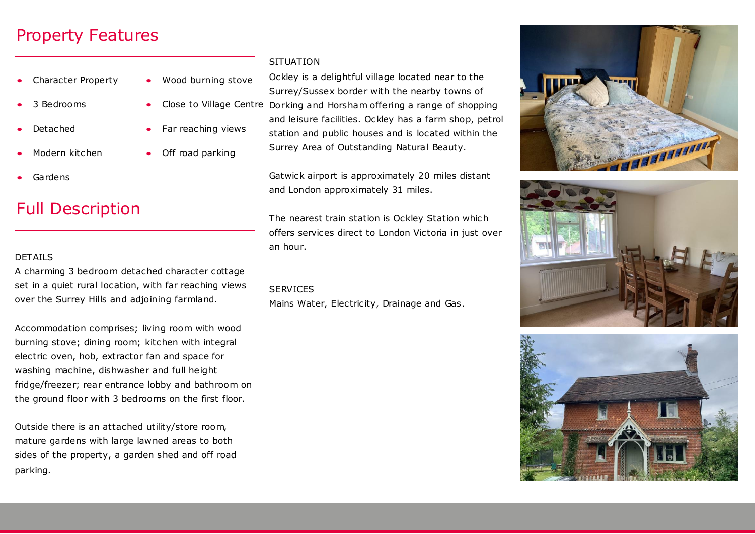## Property Features

- Character Property
- 3 Bedrooms
- Detached
- Modern kitchen
- Gardens
- Wood burning stove
- Close to Village Centre
- Far reaching views
- Off road parking

## Full Description

DETAILS

A charming 3 bedroom detached character cottage set in a quiet rural location, with far reaching views over the Surrey Hills and adjoining farmland.

Accommodation comprises; living room with wood burning stove; dining room; kitchen with integral electric oven, hob, extractor fan and space for washing machine, dishwasher and full height fridge/freezer; rear entrance lobby and bathroom on the ground floor with 3 bedrooms on the first floor.

Outside there is an attached utility/store room, mature gardens with large lawned areas to both sides of the property, a garden shed and off road parking.

SITUATION

Ockley is a delightful village located near to the Surrey/Sussex border with the nearby towns of Dorking and Horsham offering a range of shopping and leisure facilities. Ockley has a farm shop, petrol station and public houses and is located within the Surrey Area of Outstanding Natural Beauty.

Gatwick airport is approximately 20 miles distant and London approximately 31 miles.

The nearest train station is Ockley Station which offers services direct to London Victoria in just over an hour.

SERVICES

Mains Water, Electricity, Drainage and Gas.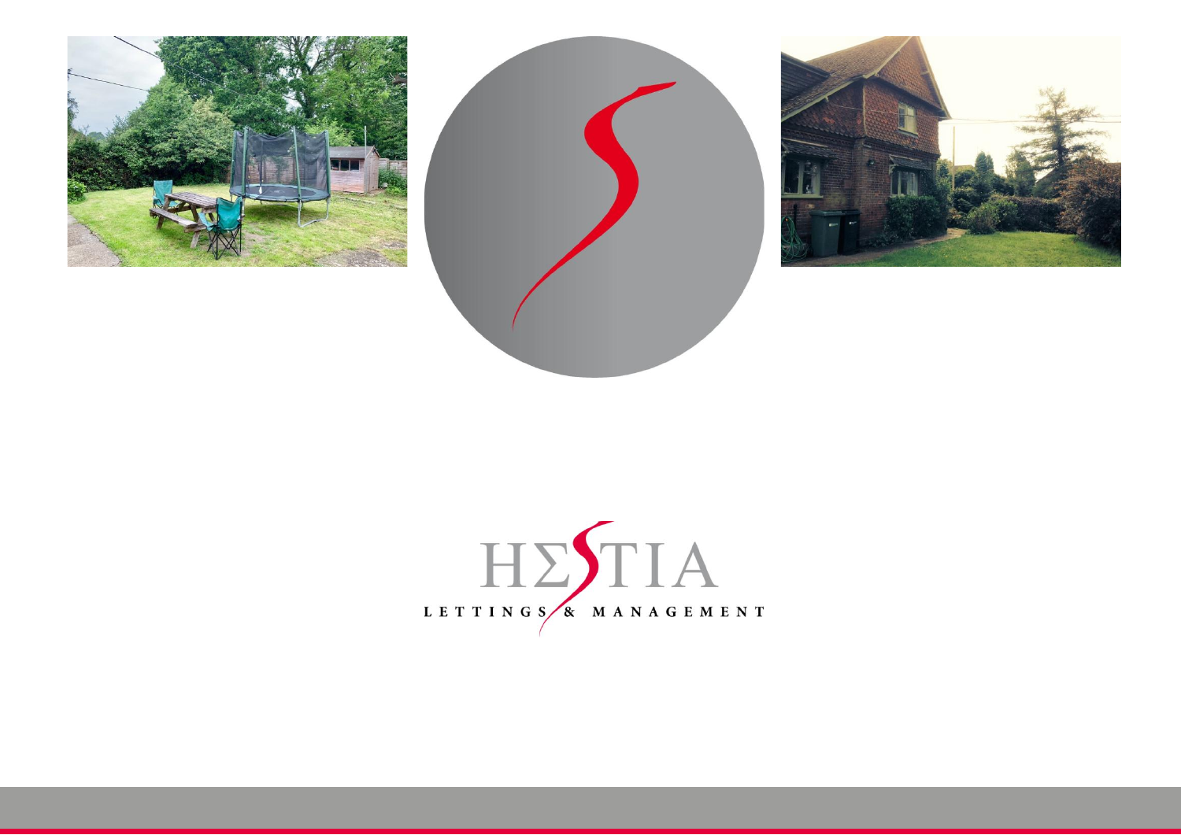HΣSTIA

LETTINGS & MANAGEMENT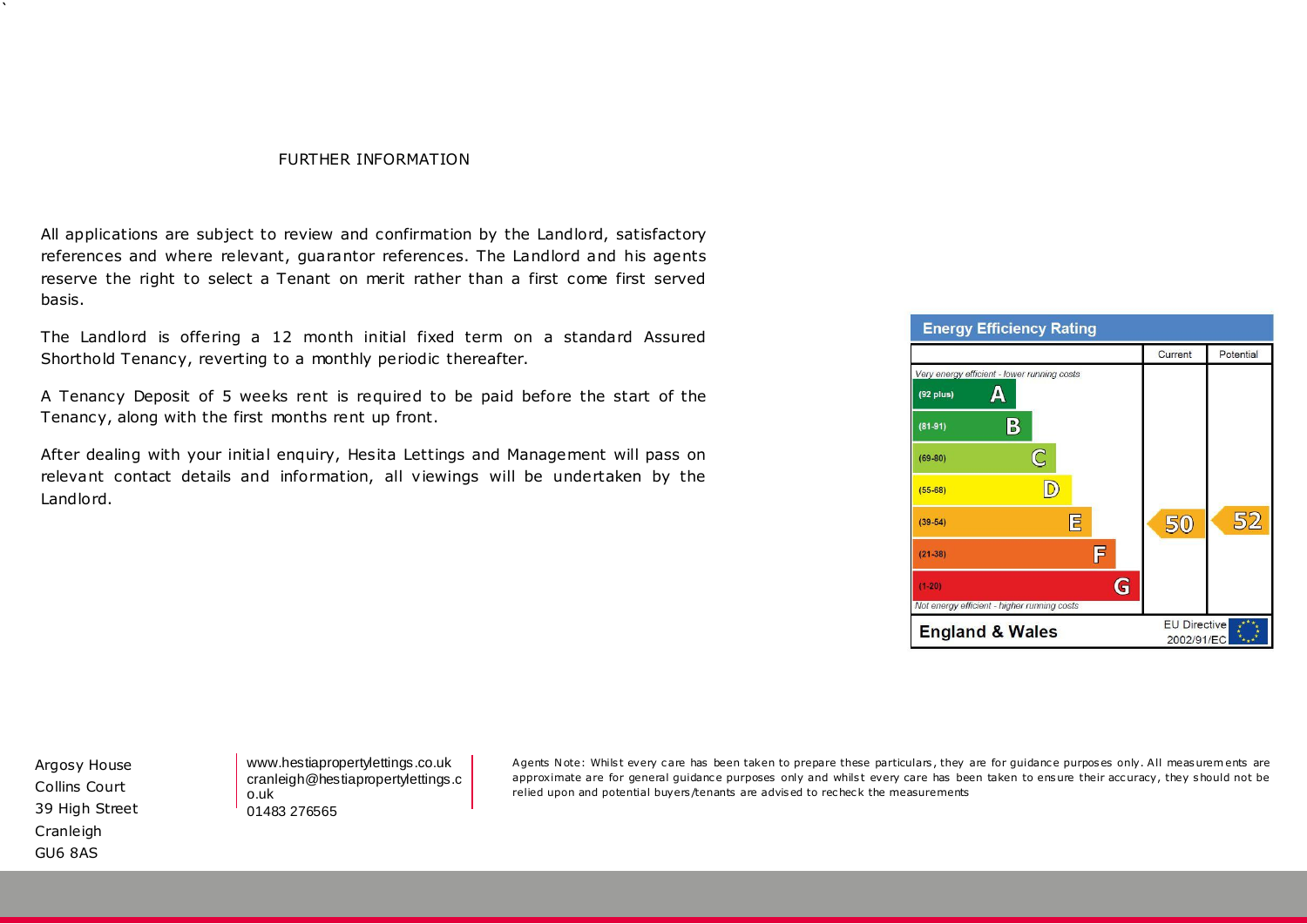## FURTHER INFORMATION

All applications are subject to review and confirmation by the Landlord, satisfactory references and where relevant, guarantor references. The Landlord and his agents reserve the right to select a Tenant on merit rather than a first come first served basis.

The Landlord is offering a 12 month initial fixed term on a standard Assured Shorthold Tenancy, reverting to a monthly periodic thereafter.

A Tenancy Deposit of 5 weeks rent is required to be paid before the start of the Tenancy, along with the first months rent up front.

After dealing with your initial enquiry, Hesita Lettings and Management will pass on relevant contact details and information, all viewings will be undertaken by the Landlord.

Energy Efficiency Rating

Current
Potential

Very energy efficient - lower running costs

(92 plus) A
(81-91) B
(69-80) C
(55-68) D
(39-54) E
(21-38) F
(1-20) G

Not energy efficient - higher running costs

50
52

England & Wales

EU Directive 2002/91/EC

Argosy House
Collins Court
39 High Street
Cranleigh
GU6 8AS

www.hestiapropertylettings.co.uk
cranleigh@hestiapropertylettings.co.uk
01483 276565

Agents Note: Whilst every care has been taken to prepare these particulars, they are for guidance purposes only. All measurements are approximate are for general guidance purposes only and whilst every care has been taken to ensure their accuracy, they should not be relied upon and potential buyers/tenants are advised to recheck the measurements